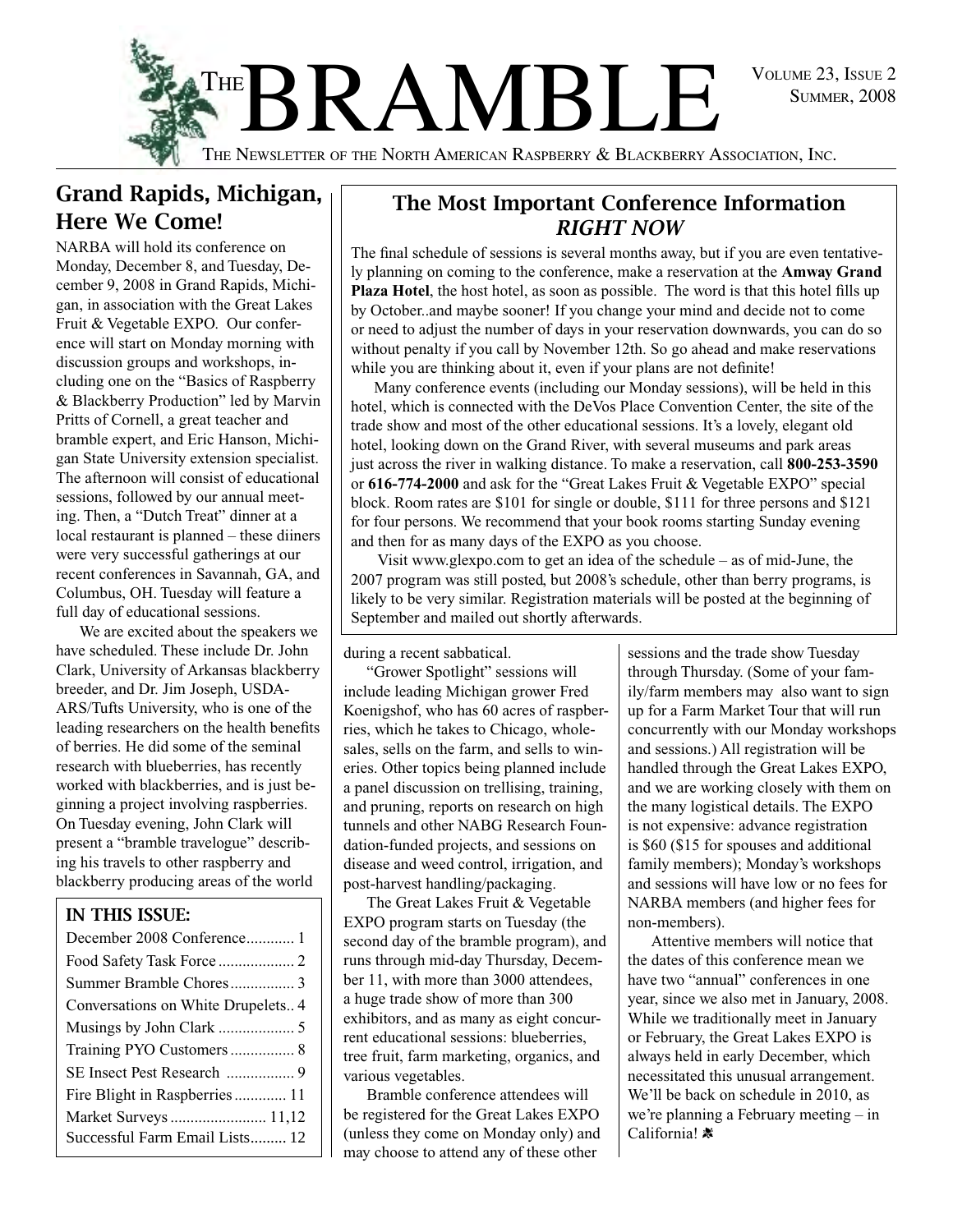# THE BRAMBLE

VOLUME 23, ISSUE 2
SUMMER, 2008

THE NEWSLETTER OF THE NORTH AMERICAN RASPBERRY & BLACKBERRY ASSOCIATION, INC.

## Grand Rapids, Michigan, Here We Come!

NARBA will hold its conference on Monday, December 8, and Tuesday, December 9, 2008 in Grand Rapids, Michigan, in association with the Great Lakes Fruit & Vegetable EXPO. Our conference will start on Monday morning with discussion groups and workshops, including one on the "Basics of Raspberry & Blackberry Production" led by Marvin Pritts of Cornell, a great teacher and bramble expert, and Eric Hanson, Michigan State University extension specialist. The afternoon will consist of educational sessions, followed by our annual meeting. Then, a "Dutch Treat" dinner at a local restaurant is planned – these diiners were very successful gatherings at our recent conferences in Savannah, GA, and Columbus, OH. Tuesday will feature a full day of educational sessions.

We are excited about the speakers we have scheduled. These include Dr. John Clark, University of Arkansas blackberry breeder, and Dr. Jim Joseph, USDA-ARS/Tufts University, who is one of the leading researchers on the health benefits of berries. He did some of the seminal research with blueberries, has recently worked with blackberries, and is just beginning a project involving raspberries. On Tuesday evening, John Clark will present a "bramble travelogue" describing his travels to other raspberry and blackberry producing areas of the world during a recent sabbatical.

"Grower Spotlight" sessions will include leading Michigan grower Fred Koenigshof, who has 60 acres of raspberries, which he takes to Chicago, wholesales, sells on the farm, and sells to wineries. Other topics being planned include a panel discussion on trellising, training, and pruning, reports on research on high tunnels and other NABG Research Foundation-funded projects, and sessions on disease and weed control, irrigation, and post-harvest handling/packaging.

The Great Lakes Fruit & Vegetable EXPO program starts on Tuesday (the second day of the bramble program), and runs through mid-day Thursday, December 11, with more than 3000 attendees, a huge trade show of more than 300 exhibitors, and as many as eight concurrent educational sessions: blueberries, tree fruit, farm marketing, organics, and various vegetables.

Bramble conference attendees will be registered for the Great Lakes EXPO (unless they come on Monday only) and may choose to attend any of these other sessions and the trade show Tuesday through Thursday. (Some of your family/farm members may also want to sign up for a Farm Market Tour that will run concurrently with our Monday workshops and sessions.) All registration will be handled through the Great Lakes EXPO, and we are working closely with them on the many logistical details. The EXPO is not expensive: advance registration is $60 ($15 for spouses and additional family members); Monday's workshops and sessions will have low or no fees for NARBA members (and higher fees for non-members).

Attentive members will notice that the dates of this conference mean we have two "annual" conferences in one year, since we also met in January, 2008. While we traditionally meet in January or February, the Great Lakes EXPO is always held in early December, which necessitated this unusual arrangement. We'll be back on schedule in 2010, as we're planning a February meeting – in California!

## The Most Important Conference Information *RIGHT NOW*

The final schedule of sessions is several months away, but if you are even tentatively planning on coming to the conference, make a reservation at the **Amway Grand Plaza Hotel**, the host hotel, as soon as possible. The word is that this hotel fills up by October..and maybe sooner! If you change your mind and decide not to come or need to adjust the number of days in your reservation downwards, you can do so without penalty if you call by November 12th. So go ahead and make reservations while you are thinking about it, even if your plans are not definite!

Many conference events (including our Monday sessions), will be held in this hotel, which is connected with the DeVos Place Convention Center, the site of the trade show and most of the other educational sessions. It's a lovely, elegant old hotel, looking down on the Grand River, with several museums and park areas just across the river in walking distance. To make a reservation, call **800-253-3590** or **616-774-2000** and ask for the "Great Lakes Fruit & Vegetable EXPO" special block. Room rates are $101 for single or double, $111 for three persons and $121 for four persons. We recommend that your book rooms starting Sunday evening and then for as many days of the EXPO as you choose.

Visit www.glexpo.com to get an idea of the schedule – as of mid-June, the 2007 program was still posted, but 2008's schedule, other than berry programs, is likely to be very similar. Registration materials will be posted at the beginning of September and mailed out shortly afterwards.

### IN THIS ISSUE:

| | |
|---|---|
| December 2008 Conference | 1 |
| Food Safety Task Force | 2 |
| Summer Bramble Chores | 3 |
| Conversations on White Drupelets | 4 |
| Musings by John Clark | 5 |
| Training PYO Customers | 8 |
| SE Insect Pest Research | 9 |
| Fire Blight in Raspberries | 11 |
| Market Surveys | 11,12 |
| Successful Farm Email Lists | 12 |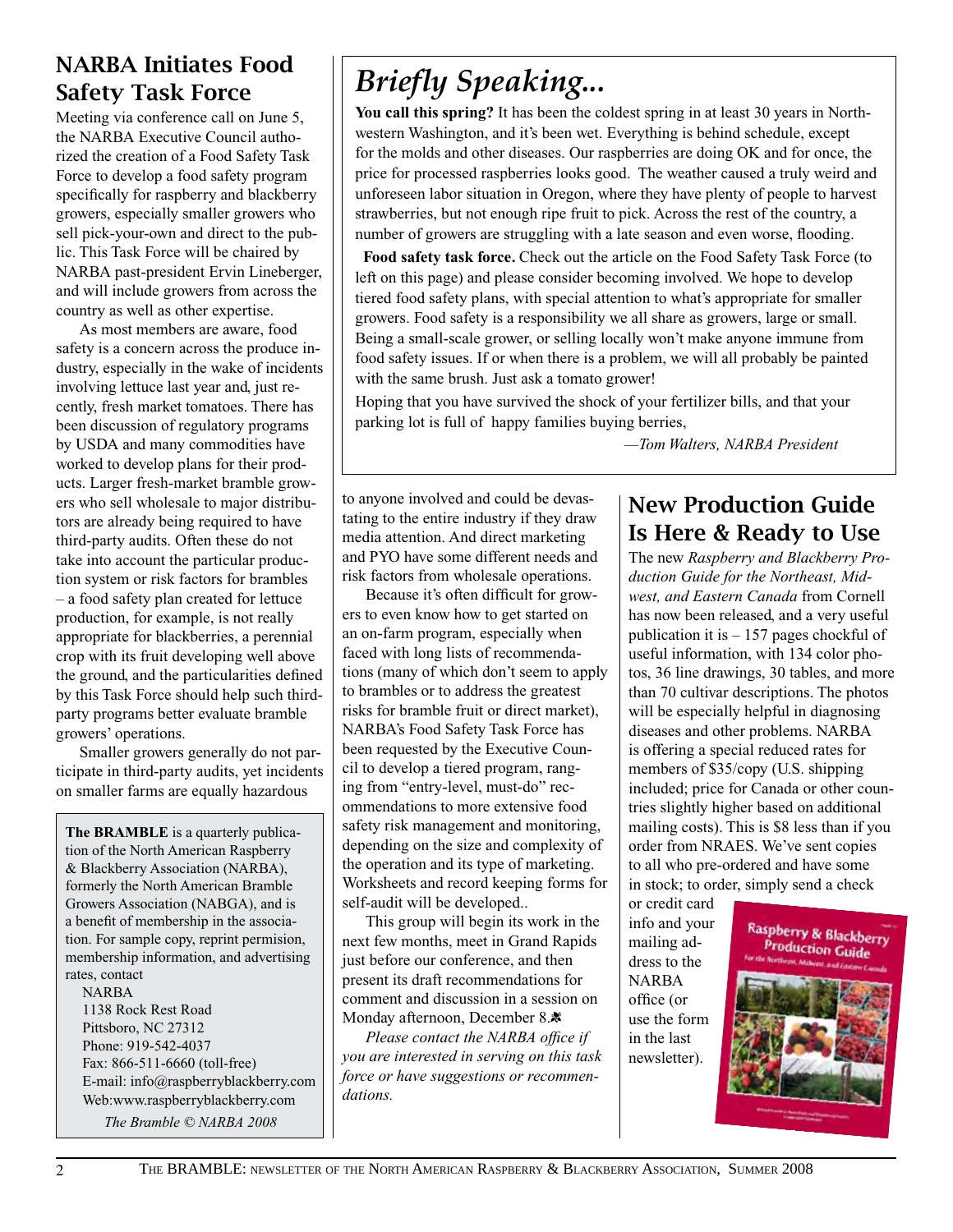## NARBA Initiates Food Safety Task Force

Meeting via conference call on June 5, the NARBA Executive Council authorized the creation of a Food Safety Task Force to develop a food safety program specifically for raspberry and blackberry growers, especially smaller growers who sell pick-your-own and direct to the public. This Task Force will be chaired by NARBA past-president Ervin Lineberger, and will include growers from across the country as well as other expertise.

As most members are aware, food safety is a concern across the produce industry, especially in the wake of incidents involving lettuce last year and, just recently, fresh market tomatoes. There has been discussion of regulatory programs by USDA and many commodities have worked to develop plans for their products. Larger fresh-market bramble growers who sell wholesale to major distributors are already being required to have third-party audits. Often these do not take into account the particular production system or risk factors for brambles – a food safety plan created for lettuce production, for example, is not really appropriate for blackberries, a perennial crop with its fruit developing well above the ground, and the particularities defined by this Task Force should help such third-party programs better evaluate bramble growers' operations.

Smaller growers generally do not participate in third-party audits, yet incidents on smaller farms are equally hazardous to anyone involved and could be devastating to the entire industry if they draw media attention. And direct marketing and PYO have some different needs and risk factors from wholesale operations.

Because it's often difficult for growers to even know how to get started on an on-farm program, especially when faced with long lists of recommendations (many of which don't seem to apply to brambles or to address the greatest risks for bramble fruit or direct market), NARBA's Food Safety Task Force has been requested by the Executive Council to develop a tiered program, ranging from "entry-level, must-do" recommendations to more extensive food safety risk management and monitoring, depending on the size and complexity of the operation and its type of marketing. Worksheets and record keeping forms for self-audit will be developed..

This group will begin its work in the next few months, meet in Grand Rapids just before our conference, and then present its draft recommendations for comment and discussion in a session on Monday afternoon, December 8.

*Please contact the NARBA office if you are interested in serving on this task force or have suggestions or recommendations.*

---

**The BRAMBLE** is a quarterly publication of the North American Raspberry & Blackberry Association (NARBA), formerly the North American Bramble Growers Association (NABGA), and is a benefit of membership in the association. For sample copy, reprint permision, membership information, and advertising rates, contact

NARBA
1138 Rock Rest Road
Pittsboro, NC 27312
Phone: 919-542-4037
Fax: 866-511-6660 (toll-free)
E-mail: info@raspberryblackberry.com
Web:www.raspberryblackberry.com

*The Bramble © NARBA 2008*

---

# *Briefly Speaking...*

**You call this spring?** It has been the coldest spring in at least 30 years in Northwestern Washington, and it's been wet. Everything is behind schedule, except for the molds and other diseases. Our raspberries are doing OK and for once, the price for processed raspberries looks good. The weather caused a truly weird and unforeseen labor situation in Oregon, where they have plenty of people to harvest strawberries, but not enough ripe fruit to pick. Across the rest of the country, a number of growers are struggling with a late season and even worse, flooding.

**Food safety task force.** Check out the article on the Food Safety Task Force (to left on this page) and please consider becoming involved. We hope to develop tiered food safety plans, with special attention to what's appropriate for smaller growers. Food safety is a responsibility we all share as growers, large or small. Being a small-scale grower, or selling locally won't make anyone immune from food safety issues. If or when there is a problem, we will all probably be painted with the same brush. Just ask a tomato grower!

Hoping that you have survived the shock of your fertilizer bills, and that your parking lot is full of happy families buying berries,

*—Tom Walters, NARBA President*

---

## New Production Guide Is Here & Ready to Use

The new *Raspberry and Blackberry Production Guide for the Northeast, Midwest, and Eastern Canada* from Cornell has now been released, and a very useful publication it is – 157 pages chockful of useful information, with 134 color photos, 36 line drawings, 30 tables, and more than 70 cultivar descriptions. The photos will be especially helpful in diagnosing diseases and other problems. NARBA is offering a special reduced rates for members of $35/copy (U.S. shipping included; price for Canada or other countries slightly higher based on additional mailing costs). This is $8 less than if you order from NRAES. We've sent copies to all who pre-ordered and have some in stock; to order, simply send a check or credit card info and your mailing address to the NARBA office (or use the form in the last newsletter).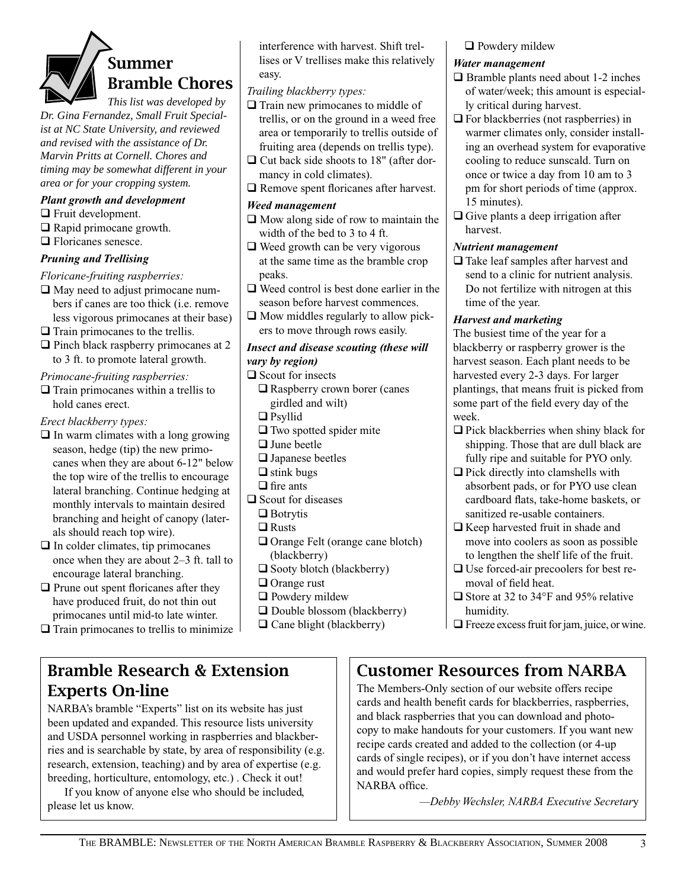# Summer Bramble Chores

*This list was developed by Dr. Gina Fernandez, Small Fruit Specialist at NC State University, and reviewed and revised with the assistance of Dr. Marvin Pritts at Cornell. Chores and timing may be somewhat different in your area or for your cropping system.*

***Plant growth and development***

- ❑ Fruit development.
- ❑ Rapid primocane growth.
- ❑ Floricanes senesce.

***Pruning and Trellising***

*Floricane-fruiting raspberries:*

- ❑ May need to adjust primocane numbers if canes are too thick (i.e. remove less vigorous primocanes at their base)
- ❑ Train primocanes to the trellis.
- ❑ Pinch black raspberry primocanes at 2 to 3 ft. to promote lateral growth.

*Primocane-fruiting raspberries:*

- ❑ Train primocanes within a trellis to hold canes erect.

*Erect blackberry types:*

- ❑ In warm climates with a long growing season, hedge (tip) the new primocanes when they are about 6-12" below the top wire of the trellis to encourage lateral branching. Continue hedging at monthly intervals to maintain desired branching and height of canopy (laterals should reach top wire).
- ❑ In colder climates, tip primocanes once when they are about 2–3 ft. tall to encourage lateral branching.
- ❑ Prune out spent floricanes after they have produced fruit, do not thin out primocanes until mid-to late winter.
- ❑ Train primocanes to trellis to minimize interference with harvest. Shift trellises or V trellises make this relatively easy.

*Trailing blackberry types:*

- ❑ Train new primocanes to middle of trellis, or on the ground in a weed free area or temporarily to trellis outside of fruiting area (depends on trellis type).
- ❑ Cut back side shoots to 18" (after dormancy in cold climates).
- ❑ Remove spent floricanes after harvest.

***Weed management***

- ❑ Mow along side of row to maintain the width of the bed to 3 to 4 ft.
- ❑ Weed growth can be very vigorous at the same time as the bramble crop peaks.
- ❑ Weed control is best done earlier in the season before harvest commences.
- ❑ Mow middles regularly to allow pickers to move through rows easily.

***Insect and disease scouting (these will vary by region)***

- ❑ Scout for insects
  - ❑ Raspberry crown borer (canes girdled and wilt)
  - ❑ Psyllid
  - ❑ Two spotted spider mite
  - ❑ June beetle
  - ❑ Japanese beetles
  - ❑ stink bugs
  - ❑ fire ants
- ❑ Scout for diseases
  - ❑ Botrytis
  - ❑ Rusts
  - ❑ Orange Felt (orange cane blotch) (blackberry)
  - ❑ Sooty blotch (blackberry)
  - ❑ Orange rust
  - ❑ Powdery mildew
  - ❑ Double blossom (blackberry)
  - ❑ Cane blight (blackberry)
  - ❑ Powdery mildew

***Water management***

- ❑ Bramble plants need about 1-2 inches of water/week; this amount is especially critical during harvest.
- ❑ For blackberries (not raspberries) in warmer climates only, consider installing an overhead system for evaporative cooling to reduce sunscald. Turn on once or twice a day from 10 am to 3 pm for short periods of time (approx. 15 minutes).
- ❑ Give plants a deep irrigation after harvest.

***Nutrient management***

- ❑ Take leaf samples after harvest and send to a clinic for nutrient analysis. Do not fertilize with nitrogen at this time of the year.

***Harvest and marketing***

The busiest time of the year for a blackberry or raspberry grower is the harvest season. Each plant needs to be harvested every 2-3 days. For larger plantings, that means fruit is picked from some part of the field every day of the week.

- ❑ Pick blackberries when shiny black for shipping. Those that are dull black are fully ripe and suitable for PYO only.
- ❑ Pick directly into clamshells with absorbent pads, or for PYO use clean cardboard flats, take-home baskets, or sanitized re-usable containers.
- ❑ Keep harvested fruit in shade and move into coolers as soon as possible to lengthen the shelf life of the fruit.
- ❑ Use forced-air precoolers for best removal of field heat.
- ❑ Store at 32 to 34°F and 95% relative humidity.
- ❑ Freeze excess fruit for jam, juice, or wine.

## Bramble Research & Extension Experts On-line

NARBA's bramble "Experts" list on its website has just been updated and expanded. This resource lists university and USDA personnel working in raspberries and blackberries and is searchable by state, by area of responsibility (e.g. research, extension, teaching) and by area of expertise (e.g. breeding, horticulture, entomology, etc.) . Check it out!

If you know of anyone else who should be included, please let us know.

## Customer Resources from NARBA

The Members-Only section of our website offers recipe cards and health benefit cards for blackberries, raspberries, and black raspberries that you can download and photocopy to make handouts for your customers. If you want new recipe cards created and added to the collection (or 4-up cards of single recipes), or if you don't have internet access and would prefer hard copies, simply request these from the NARBA office.

*—Debby Wechsler, NARBA Executive Secretary*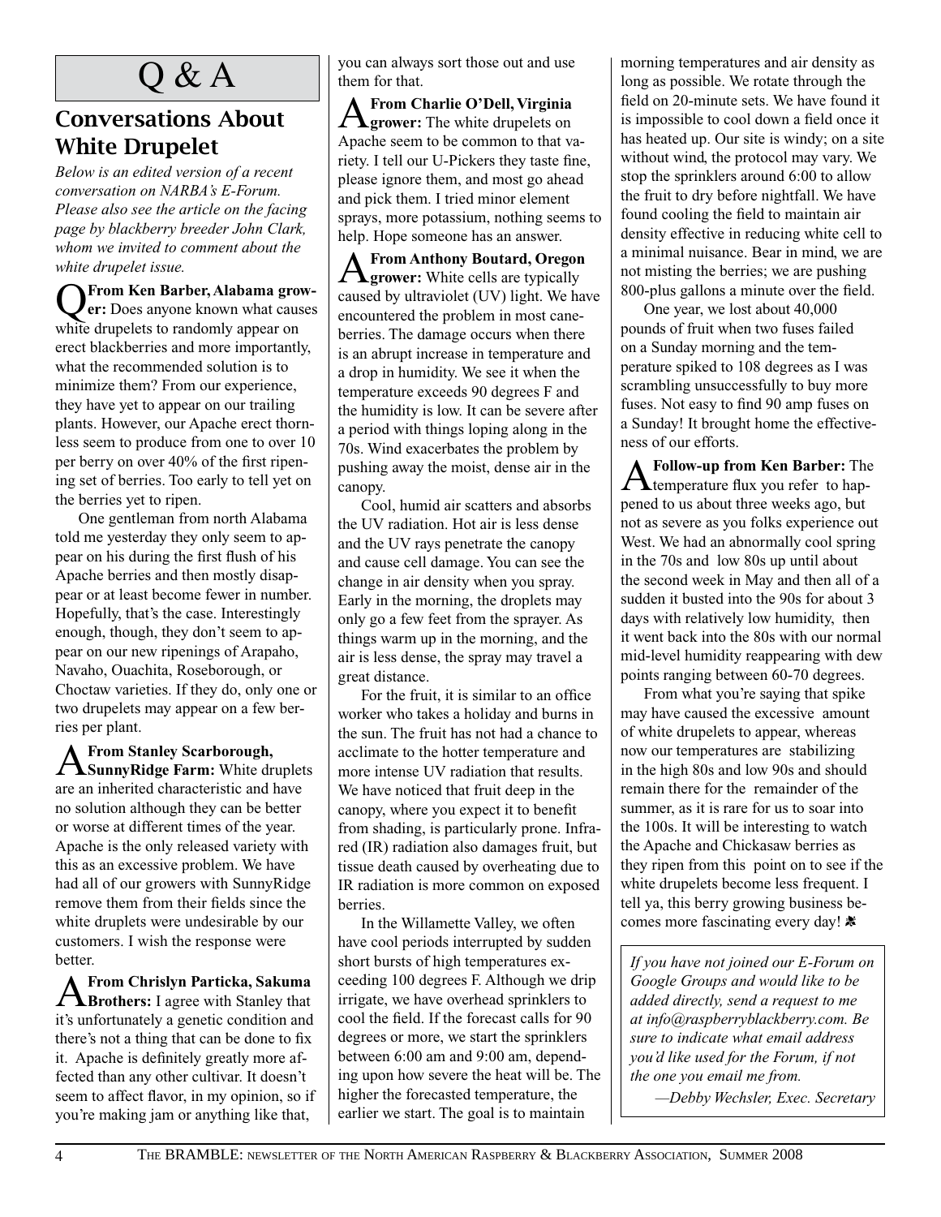# Q & A

## Conversations About White Drupelet

*Below is an edited version of a recent conversation on NARBA's E-Forum. Please also see the article on the facing page by blackberry breeder John Clark, whom we invited to comment about the white drupelet issue.*

**Q From Ken Barber, Alabama grower:** Does anyone known what causes white drupelets to randomly appear on erect blackberries and more importantly, what the recommended solution is to minimize them? From our experience, they have yet to appear on our trailing plants. However, our Apache erect thornless seem to produce from one to over 10 per berry on over 40% of the first ripening set of berries. Too early to tell yet on the berries yet to ripen.

One gentleman from north Alabama told me yesterday they only seem to appear on his during the first flush of his Apache berries and then mostly disappear or at least become fewer in number. Hopefully, that's the case. Interestingly enough, though, they don't seem to appear on our new ripenings of Arapaho, Navaho, Ouachita, Roseborough, or Choctaw varieties. If they do, only one or two drupelets may appear on a few berries per plant.

**A From Stanley Scarborough, SunnyRidge Farm:** White druplets are an inherited characteristic and have no solution although they can be better or worse at different times of the year. Apache is the only released variety with this as an excessive problem. We have had all of our growers with SunnyRidge remove them from their fields since the white druplets were undesirable by our customers. I wish the response were better.

**A From Chrislyn Particka, Sakuma Brothers:** I agree with Stanley that it's unfortunately a genetic condition and there's not a thing that can be done to fix it. Apache is definitely greatly more affected than any other cultivar. It doesn't seem to affect flavor, in my opinion, so if you're making jam or anything like that, you can always sort those out and use them for that.

**A From Charlie O'Dell, Virginia grower:** The white drupelets on Apache seem to be common to that variety. I tell our U-Pickers they taste fine, please ignore them, and most go ahead and pick them. I tried minor element sprays, more potassium, nothing seems to help. Hope someone has an answer.

**A From Anthony Boutard, Oregon grower:** White cells are typically caused by ultraviolet (UV) light. We have encountered the problem in most caneberries. The damage occurs when there is an abrupt increase in temperature and a drop in humidity. We see it when the temperature exceeds 90 degrees F and the humidity is low. It can be severe after a period with things loping along in the 70s. Wind exacerbates the problem by pushing away the moist, dense air in the canopy.

Cool, humid air scatters and absorbs the UV radiation. Hot air is less dense and the UV rays penetrate the canopy and cause cell damage. You can see the change in air density when you spray. Early in the morning, the droplets may only go a few feet from the sprayer. As things warm up in the morning, and the air is less dense, the spray may travel a great distance.

For the fruit, it is similar to an office worker who takes a holiday and burns in the sun. The fruit has not had a chance to acclimate to the hotter temperature and more intense UV radiation that results. We have noticed that fruit deep in the canopy, where you expect it to benefit from shading, is particularly prone. Infrared (IR) radiation also damages fruit, but tissue death caused by overheating due to IR radiation is more common on exposed berries.

In the Willamette Valley, we often have cool periods interrupted by sudden short bursts of high temperatures exceeding 100 degrees F. Although we drip irrigate, we have overhead sprinklers to cool the field. If the forecast calls for 90 degrees or more, we start the sprinklers between 6:00 am and 9:00 am, depending upon how severe the heat will be. The higher the forecasted temperature, the earlier we start. The goal is to maintain morning temperatures and air density as long as possible. We rotate through the field on 20-minute sets. We have found it is impossible to cool down a field once it has heated up. Our site is windy; on a site without wind, the protocol may vary. We stop the sprinklers around 6:00 to allow the fruit to dry before nightfall. We have found cooling the field to maintain air density effective in reducing white cell to a minimal nuisance. Bear in mind, we are not misting the berries; we are pushing 800-plus gallons a minute over the field.

One year, we lost about 40,000 pounds of fruit when two fuses failed on a Sunday morning and the temperature spiked to 108 degrees as I was scrambling unsuccessfully to buy more fuses. Not easy to find 90 amp fuses on a Sunday! It brought home the effectiveness of our efforts.

**A Follow-up from Ken Barber:** The temperature flux you refer to happened to us about three weeks ago, but not as severe as you folks experience out West. We had an abnormally cool spring in the 70s and low 80s up until about the second week in May and then all of a sudden it busted into the 90s for about 3 days with relatively low humidity, then it went back into the 80s with our normal mid-level humidity reappearing with dew points ranging between 60-70 degrees.

From what you're saying that spike may have caused the excessive amount of white drupelets to appear, whereas now our temperatures are stabilizing in the high 80s and low 90s and should remain there for the remainder of the summer, as it is rare for us to soar into the 100s. It will be interesting to watch the Apache and Chickasaw berries as they ripen from this point on to see if the white drupelets become less frequent. I tell ya, this berry growing business becomes more fascinating every day!

*If you have not joined our E-Forum on Google Groups and would like to be added directly, send a request to me at info@raspberryblackberry.com. Be sure to indicate what email address you'd like used for the Forum, if not the one you email me from.*

*—Debby Wechsler, Exec. Secretary*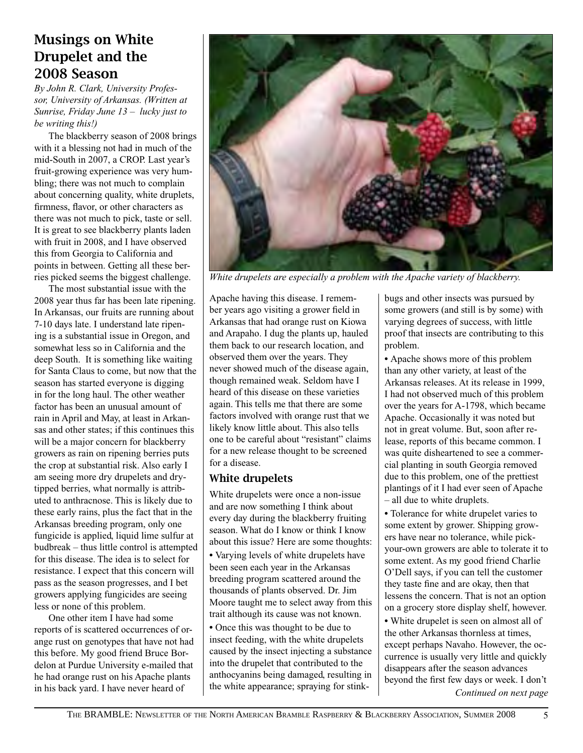## Musings on White Drupelet and the 2008 Season

*By John R. Clark, University Professor, University of Arkansas. (Written at Sunrise, Friday June 13 – lucky just to be writing this!)*

The blackberry season of 2008 brings with it a blessing not had in much of the mid-South in 2007, a CROP. Last year's fruit-growing experience was very humbling; there was not much to complain about concerning quality, white druplets, firmness, flavor, or other characters as there was not much to pick, taste or sell. It is great to see blackberry plants laden with fruit in 2008, and I have observed this from Georgia to California and points in between. Getting all these berries picked seems the biggest challenge.

The most substantial issue with the 2008 year thus far has been late ripening. In Arkansas, our fruits are running about 7-10 days late. I understand late ripening is a substantial issue in Oregon, and somewhat less so in California and the deep South. It is something like waiting for Santa Claus to come, but now that the season has started everyone is digging in for the long haul. The other weather factor has been an unusual amount of rain in April and May, at least in Arkansas and other states; if this continues this will be a major concern for blackberry growers as rain on ripening berries puts the crop at substantial risk. Also early I am seeing more dry drupelets and dry-tipped berries, what normally is attributed to anthracnose. This is likely due to these early rains, plus the fact that in the Arkansas breeding program, only one fungicide is applied, liquid lime sulfur at budbreak – thus little control is attempted for this disease. The idea is to select for resistance. I expect that this concern will pass as the season progresses, and I bet growers applying fungicides are seeing less or none of this problem.

One other item I have had some reports of is scattered occurrences of orange rust on genotypes that have not had this before. My good friend Bruce Bordelon at Purdue University e-mailed that he had orange rust on his Apache plants in his back yard. I have never heard of Apache having this disease. I remember years ago visiting a grower field in Arkansas that had orange rust on Kiowa and Arapaho. I dug the plants up, hauled them back to our research location, and observed them over the years. They never showed much of the disease again, though remained weak. Seldom have I heard of this disease on these varieties again. This tells me that there are some factors involved with orange rust that we likely know little about. This also tells one to be careful about "resistant" claims for a new release thought to be screened for a disease.

*White drupelets are especially a problem with the Apache variety of blackberry.*

### White drupelets

White drupelets were once a non-issue and are now something I think about every day during the blackberry fruiting season. What do I know or think I know about this issue? Here are some thoughts:

- Varying levels of white drupelets have been seen each year in the Arkansas breeding program scattered around the thousands of plants observed. Dr. Jim Moore taught me to select away from this trait although its cause was not known.
- Once this was thought to be due to insect feeding, with the white drupelets caused by the insect injecting a substance into the drupelet that contributed to the anthocyanins being damaged, resulting in the white appearance; spraying for stinkbugs and other insects was pursued by some growers (and still is by some) with varying degrees of success, with little proof that insects are contributing to this problem.
- Apache shows more of this problem than any other variety, at least of the Arkansas releases. At its release in 1999, I had not observed much of this problem over the years for A-1798, which became Apache. Occasionally it was noted but not in great volume. But, soon after release, reports of this became common. I was quite disheartened to see a commercial planting in south Georgia removed due to this problem, one of the prettiest plantings of it I had ever seen of Apache – all due to white druplets.
- Tolerance for white drupelet varies to some extent by grower. Shipping growers have near no tolerance, while pick-your-own growers are able to tolerate it to some extent. As my good friend Charlie O'Dell says, if you can tell the customer they taste fine and are okay, then that lessens the concern. That is not an option on a grocery store display shelf, however.
- White drupelet is seen on almost all of the other Arkansas thornless at times, except perhaps Navaho. However, the occurrence is usually very little and quickly disappears after the season advances beyond the first few days or week. I don't

*Continued on next page*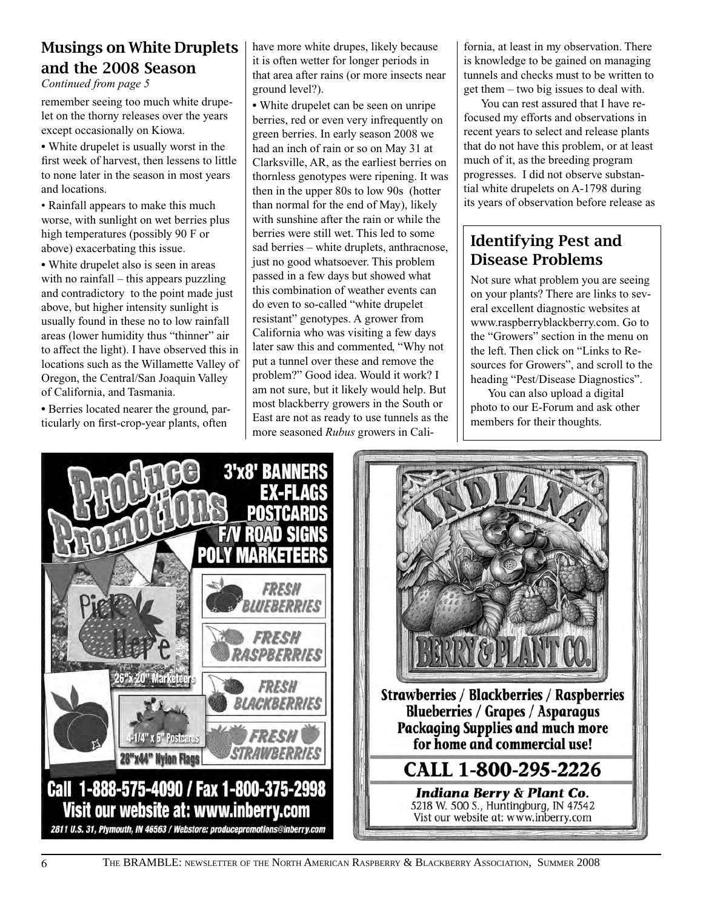## Musings on White Druplets and the 2008 Season

*Continued from page 5*

remember seeing too much white drupelet on the thorny releases over the years except occasionally on Kiowa.

- White drupelet is usually worst in the first week of harvest, then lessens to little to none later in the season in most years and locations.
- Rainfall appears to make this much worse, with sunlight on wet berries plus high temperatures (possibly 90 F or above) exacerbating this issue.
- White drupelet also is seen in areas with no rainfall – this appears puzzling and contradictory to the point made just above, but higher intensity sunlight is usually found in these no to low rainfall areas (lower humidity thus "thinner" air to affect the light). I have observed this in locations such as the Willamette Valley of Oregon, the Central/San Joaquin Valley of California, and Tasmania.
- Berries located nearer the ground, particularly on first-crop-year plants, often have more white drupes, likely because it is often wetter for longer periods in that area after rains (or more insects near ground level?).
- White drupelet can be seen on unripe berries, red or even very infrequently on green berries. In early season 2008 we had an inch of rain or so on May 31 at Clarksville, AR, as the earliest berries on thornless genotypes were ripening. It was then in the upper 80s to low 90s (hotter than normal for the end of May), likely with sunshine after the rain or while the berries were still wet. This led to some sad berries – white druplets, anthracnose, just no good whatsoever. This problem passed in a few days but showed what this combination of weather events can do even to so-called "white drupelet resistant" genotypes. A grower from California who was visiting a few days later saw this and commented, "Why not put a tunnel over these and remove the problem?" Good idea. Would it work? I am not sure, but it likely would help. But most blackberry growers in the South or East are not as ready to use tunnels as the more seasoned *Rubus* growers in California, at least in my observation. There is knowledge to be gained on managing tunnels and checks must to be written to get them – two big issues to deal with.

You can rest assured that I have refocused my efforts and observations in recent years to select and release plants that do not have this problem, or at least much of it, as the breeding program progresses. I did not observe substantial white drupelets on A-1798 during its years of observation before release as

## Identifying Pest and Disease Problems

Not sure what problem you are seeing on your plants? There are links to several excellent diagnostic websites at www.raspberryblackberry.com. Go to the "Growers" section in the menu on the left. Then click on "Links to Resources for Growers", and scroll to the heading "Pest/Disease Diagnostics".

You can also upload a digital photo to our E-Forum and ask other members for their thoughts.

---

**Produce Promotions**

3'x8' BANNERS
EX-FLAGS
POSTCARDS
F/V ROAD SIGNS
POLY MARKETEERS

26"x20" Marketeers — 4-1/4" x 6" Postcards — 28"x44" Nylon Flags

FRESH BLUEBERRIES / FRESH RASPBERRIES / FRESH BLACKBERRIES / FRESH STRAWBERRIES

**Call 1-888-575-4090 / Fax 1-800-375-2998**
**Visit our website at: www.inberry.com**
2811 U.S. 31, Plymouth, IN 46563 / Webstore: producepromotions@inberry.com

---

**INDIANA BERRY & PLANT CO.**

**Strawberries / Blackberries / Raspberries**
**Blueberries / Grapes / Asparagus**
**Packaging Supplies and much more for home and commercial use!**

**CALL 1-800-295-2226**

*Indiana Berry & Plant Co.*
5218 W. 500 S., Huntingburg, IN 47542
Vist our website at: www.inberry.com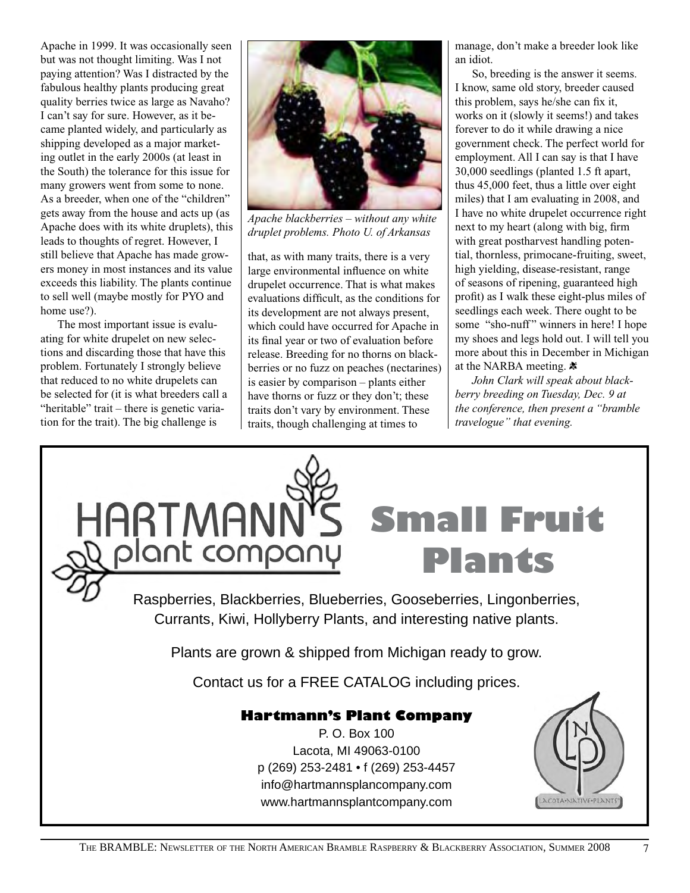Apache in 1999. It was occasionally seen but was not thought limiting. Was I not paying attention? Was I distracted by the fabulous healthy plants producing great quality berries twice as large as Navaho? I can't say for sure. However, as it became planted widely, and particularly as shipping developed as a major marketing outlet in the early 2000s (at least in the South) the tolerance for this issue for many growers went from some to none. As a breeder, when one of the "children" gets away from the house and acts up (as Apache does with its white druplets), this leads to thoughts of regret. However, I still believe that Apache has made growers money in most instances and its value exceeds this liability. The plants continue to sell well (maybe mostly for PYO and home use?).

The most important issue is evaluating for white drupelet on new selections and discarding those that have this problem. Fortunately I strongly believe that reduced to no white drupelets can be selected for (it is what breeders call a "heritable" trait – there is genetic variation for the trait). The big challenge is that, as with many traits, there is a very large environmental influence on white drupelet occurrence. That is what makes evaluations difficult, as the conditions for its development are not always present, which could have occurred for Apache in its final year or two of evaluation before release. Breeding for no thorns on blackberries or no fuzz on peaches (nectarines) is easier by comparison – plants either have thorns or fuzz or they don't; these traits don't vary by environment. These traits, though challenging at times to manage, don't make a breeder look like an idiot.

*Apache blackberries – without any white druplet problems. Photo U. of Arkansas*

So, breeding is the answer it seems. I know, same old story, breeder caused this problem, says he/she can fix it, works on it (slowly it seems!) and takes forever to do it while drawing a nice government check. The perfect world for employment. All I can say is that I have 30,000 seedlings (planted 1.5 ft apart, thus 45,000 feet, thus a little over eight miles) that I am evaluating in 2008, and I have no white drupelet occurrence right next to my heart (along with big, firm with great postharvest handling potential, thornless, primocane-fruiting, sweet, high yielding, disease-resistant, range of seasons of ripening, guaranteed high profit) as I walk these eight-plus miles of seedlings each week. There ought to be some "sho-nuff" winners in here! I hope my shoes and legs hold out. I will tell you more about this in December in Michigan at the NARBA meeting.

*John Clark will speak about blackberry breeding on Tuesday, Dec. 9 at the conference, then present a "bramble travelogue" that evening.*

---

**HARTMANN'S plant company**

# Small Fruit Plants

Raspberries, Blackberries, Blueberries, Gooseberries, Lingonberries, Currants, Kiwi, Hollyberry Plants, and interesting native plants.

Plants are grown & shipped from Michigan ready to grow.

Contact us for a FREE CATALOG including prices.

**Hartmann's Plant Company**
P. O. Box 100
Lacota, MI 49063-0100
p (269) 253-2481 • f (269) 253-4457
info@hartmannsplancompany.com
www.hartmannsplantcompany.com

LACOTA•NATIVE•PLANTS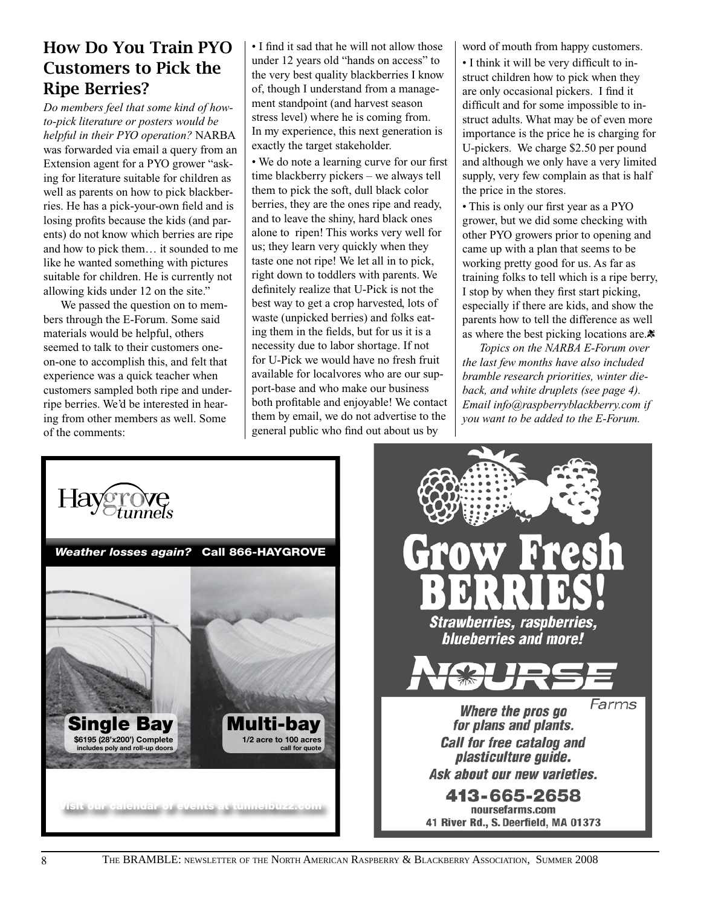## How Do You Train PYO Customers to Pick the Ripe Berries?

*Do members feel that some kind of how-to-pick literature or posters would be helpful in their PYO operation?* NARBA was forwarded via email a query from an Extension agent for a PYO grower "asking for literature suitable for children as well as parents on how to pick blackberries. He has a pick-your-own field and is losing profits because the kids (and parents) do not know which berries are ripe and how to pick them… it sounded to me like he wanted something with pictures suitable for children. He is currently not allowing kids under 12 on the site."

We passed the question on to members through the E-Forum. Some said materials would be helpful, others seemed to talk to their customers one-on-one to accomplish this, and felt that experience was a quick teacher when customers sampled both ripe and under-ripe berries. We'd be interested in hearing from other members as well. Some of the comments:

• I find it sad that he will not allow those under 12 years old "hands on access" to the very best quality blackberries I know of, though I understand from a management standpoint (and harvest season stress level) where he is coming from. In my experience, this next generation is exactly the target stakeholder.

• We do note a learning curve for our first time blackberry pickers – we always tell them to pick the soft, dull black color berries, they are the ones ripe and ready, and to leave the shiny, hard black ones alone to ripen! This works very well for us; they learn very quickly when they taste one not ripe! We let all in to pick, right down to toddlers with parents. We definitely realize that U-Pick is not the best way to get a crop harvested, lots of waste (unpicked berries) and folks eating them in the fields, but for us it is a necessity due to labor shortage. If not for U-Pick we would have no fresh fruit available for localvores who are our support-base and who make our business both profitable and enjoyable! We contact them by email, we do not advertise to the general public who find out about us by word of mouth from happy customers.

• I think it will be very difficult to instruct children how to pick when they are only occasional pickers. I find it difficult and for some impossible to instruct adults. What may be of even more importance is the price he is charging for U-pickers. We charge $2.50 per pound and although we only have a very limited supply, very few complain as that is half the price in the stores.

• This is only our first year as a PYO grower, but we did some checking with other PYO growers prior to opening and came up with a plan that seems to be working pretty good for us. As far as training folks to tell which is a ripe berry, I stop by when they first start picking, especially if there are kids, and show the parents how to tell the difference as well as where the best picking locations are.

*Topics on the NARBA E-Forum over the last few months have also included bramble research priorities, winter dieback, and white druplets (see page 4). Email info@raspberryblackberry.com if you want to be added to the E-Forum.*

---

Haygrove tunnels

*Weather losses again?* **Call 866-HAYGROVE**

**Single Bay**
$6195 (28'x200') Complete
includes poly and roll-up doors

**Multi-bay**
1/2 acre to 100 acres
call for quote

Visit our calendar of events at tunnelbuzz.com

---

**Grow Fresh BERRIES!**

*Strawberries, raspberries, blueberries and more!*

**NOURSE** Farms

*Where the pros go for plans and plants.*
*Call for free catalog and plasticulture guide.*
*Ask about our new varieties.*

**413-665-2658**
noursefarms.com
41 River Rd., S. Deerfield, MA 01373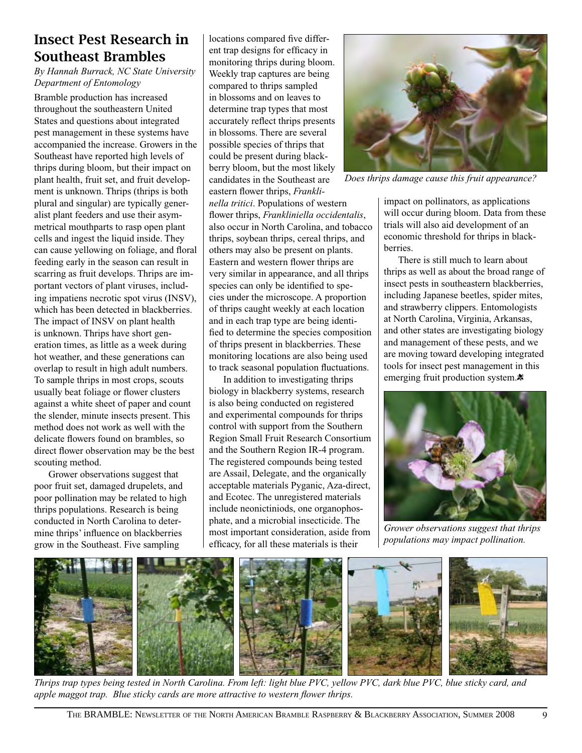## Insect Pest Research in Southeast Brambles

*By Hannah Burrack, NC State University Department of Entomology*

Bramble production has increased throughout the southeastern United States and questions about integrated pest management in these systems have accompanied the increase. Growers in the Southeast have reported high levels of thrips during bloom, but their impact on plant health, fruit set, and fruit development is unknown. Thrips (thrips is both plural and singular) are typically generalist plant feeders and use their asymmetrical mouthparts to rasp open plant cells and ingest the liquid inside. They can cause yellowing on foliage, and floral feeding early in the season can result in scarring as fruit develops. Thrips are important vectors of plant viruses, including impatiens necrotic spot virus (INSV), which has been detected in blackberries. The impact of INSV on plant health is unknown. Thrips have short generation times, as little as a week during hot weather, and these generations can overlap to result in high adult numbers. To sample thrips in most crops, scouts usually beat foliage or flower clusters against a white sheet of paper and count the slender, minute insects present. This method does not work as well with the delicate flowers found on brambles, so direct flower observation may be the best scouting method.

Grower observations suggest that poor fruit set, damaged drupelets, and poor pollination may be related to high thrips populations. Research is being conducted in North Carolina to determine thrips' influence on blackberries grow in the Southeast. Five sampling locations compared five different trap designs for efficacy in monitoring thrips during bloom. Weekly trap captures are being compared to thrips sampled in blossoms and on leaves to determine trap types that most accurately reflect thrips presents in blossoms. There are several possible species of thrips that could be present during blackberry bloom, but the most likely candidates in the Southeast are eastern flower thrips, *Frankliniella tritici*. Populations of western flower thrips, *Frankliniella occidentalis*, also occur in North Carolina, and tobacco thrips, soybean thrips, cereal thrips, and others may also be present on plants. Eastern and western flower thrips are very similar in appearance, and all thrips species can only be identified to species under the microscope. A proportion of thrips caught weekly at each location and in each trap type are being identified to determine the species composition of thrips present in blackberries. These monitoring locations are also being used to track seasonal population fluctuations.

*Does thrips damage cause this fruit appearance?*

In addition to investigating thrips biology in blackberry systems, research is also being conducted on registered and experimental compounds for thrips control with support from the Southern Region Small Fruit Research Consortium and the Southern Region IR-4 program. The registered compounds being tested are Assail, Delegate, and the organically acceptable materials Pyganic, Aza-direct, and Ecotec. The unregistered materials include neonictiniods, one organophosphate, and a microbial insecticide. The most important consideration, aside from efficacy, for all these materials is their impact on pollinators, as applications will occur during bloom. Data from these trials will also aid development of an economic threshold for thrips in blackberries.

There is still much to learn about thrips as well as about the broad range of insect pests in southeastern blackberries, including Japanese beetles, spider mites, and strawberry clippers. Entomologists at North Carolina, Virginia, Arkansas, and other states are investigating biology and management of these pests, and we are moving toward developing integrated tools for insect pest management in this emerging fruit production system.

*Grower observations suggest that thrips populations may impact pollination.*

*Thrips trap types being tested in North Carolina. From left: light blue PVC, yellow PVC, dark blue PVC, blue sticky card, and apple maggot trap. Blue sticky cards are more attractive to western flower thrips.*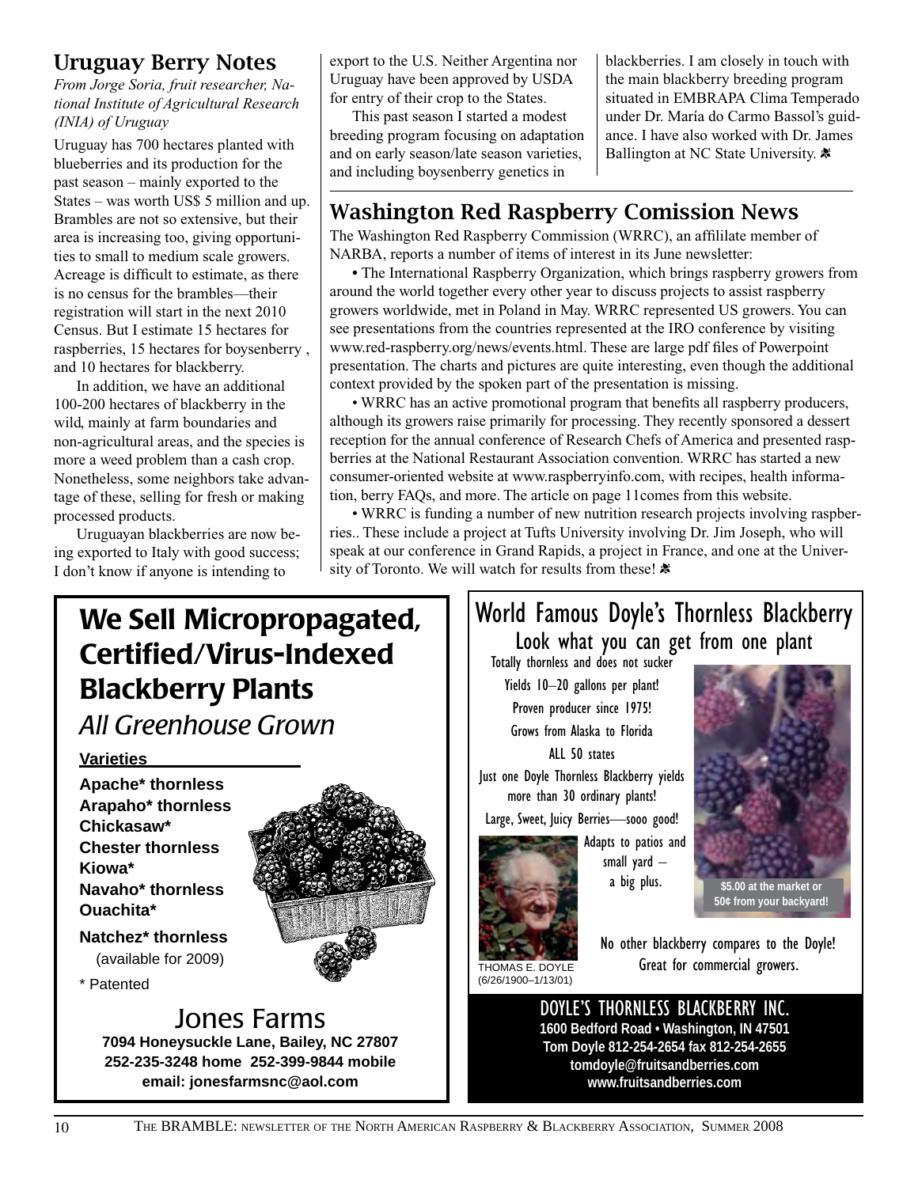## Uruguay Berry Notes

*From Jorge Soria, fruit researcher, National Institute of Agricultural Research (INIA) of Uruguay*

Uruguay has 700 hectares planted with blueberries and its production for the past season – mainly exported to the States – was worth US$ 5 million and up. Brambles are not so extensive, but their area is increasing too, giving opportunities to small to medium scale growers. Acreage is difficult to estimate, as there is no census for the brambles—their registration will start in the next 2010 Census. But I estimate 15 hectares for raspberries, 15 hectares for boysenberry , and 10 hectares for blackberry.

In addition, we have an additional 100-200 hectares of blackberry in the wild, mainly at farm boundaries and non-agricultural areas, and the species is more a weed problem than a cash crop. Nonetheless, some neighbors take advantage of these, selling for fresh or making processed products.

Uruguayan blackberries are now being exported to Italy with good success; I don't know if anyone is intending to export to the U.S. Neither Argentina nor Uruguay have been approved by USDA for entry of their crop to the States.

This past season I started a modest breeding program focusing on adaptation and on early season/late season varieties, and including boysenberry genetics in blackberries. I am closely in touch with the main blackberry breeding program situated in EMBRAPA Clima Temperado under Dr. María do Carmo Bassol's guidance. I have also worked with Dr. James Ballington at NC State University.

## Washington Red Raspberry Comission News

The Washington Red Raspberry Commission (WRRC), an affililate member of NARBA, reports a number of items of interest in its June newsletter:

• The International Raspberry Organization, which brings raspberry growers from around the world together every other year to discuss projects to assist raspberry growers worldwide, met in Poland in May. WRRC represented US growers. You can see presentations from the countries represented at the IRO conference by visiting www.red-raspberry.org/news/events.html. These are large pdf files of Powerpoint presentation. The charts and pictures are quite interesting, even though the additional context provided by the spoken part of the presentation is missing.

• WRRC has an active promotional program that benefits all raspberry producers, although its growers raise primarily for processing. They recently sponsored a dessert reception for the annual conference of Research Chefs of America and presented raspberries at the National Restaurant Association convention. WRRC has started a new consumer-oriented website at www.raspberryinfo.com, with recipes, health information, berry FAQs, and more. The article on page 11comes from this website.

• WRRC is funding a number of new nutrition research projects involving raspberries.. These include a project at Tufts University involving Dr. Jim Joseph, who will speak at our conference in Grand Rapids, a project in France, and one at the University of Toronto. We will watch for results from these!

---

# We Sell Micropropagated, Certified/Virus-Indexed Blackberry Plants

*All Greenhouse Grown*

**Varieties**

**Apache* thornless**
**Arapaho* thornless**
**Chickasaw***
**Chester thornless**
**Kiowa***
**Navaho* thornless**
**Ouachita***

**Natchez* thornless**
(available for 2009)

* Patented

## Jones Farms

**7094 Honeysuckle Lane, Bailey, NC 27807**
**252-235-3248 home 252-399-9844 mobile**
**email: jonesfarmsnc@aol.com**

---

## World Famous Doyle's Thornless Blackberry

Look what you can get from one plant

Totally thornless and does not sucker
Yields 10–20 gallons per plant!
Proven producer since 1975!
Grows from Alaska to Florida
ALL 50 states
Just one Doyle Thornless Blackberry yields more than 30 ordinary plants!
Large, Sweet, Juicy Berries—sooo good!
Adapts to patios and small yard – a big plus.

**$5.00 at the market or 50¢ from your backyard!**

THOMAS E. DOYLE
(6/26/1900–1/13/01)

No other blackberry compares to the Doyle! Great for commercial growers.

DOYLE'S THORNLESS BLACKBERRY INC.
**1600 Bedford Road • Washington, IN 47501**
**Tom Doyle 812-254-2654 fax 812-254-2655**
**tomdoyle@fruitsandberries.com**
**www.fruitsandberries.com**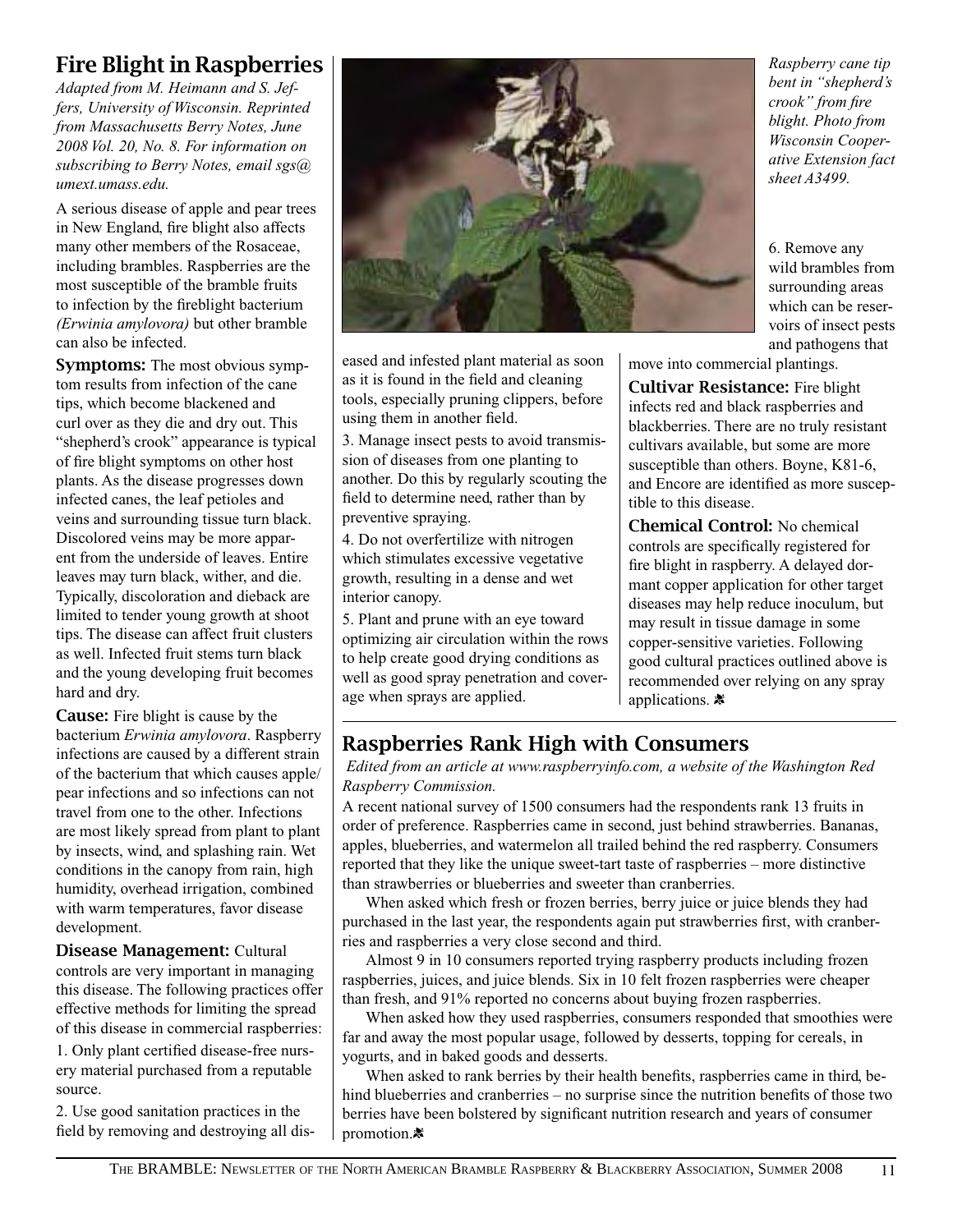## Fire Blight in Raspberries

*Adapted from M. Heimann and S. Jeffers, University of Wisconsin. Reprinted from Massachusetts Berry Notes, June 2008 Vol. 20, No. 8. For information on subscribing to Berry Notes, email sgs@umext.umass.edu.*

A serious disease of apple and pear trees in New England, fire blight also affects many other members of the Rosaceae, including brambles. Raspberries are the most susceptible of the bramble fruits to infection by the fireblight bacterium *(Erwinia amylovora)* but other bramble can also be infected.

**Symptoms:** The most obvious symptom results from infection of the cane tips, which become blackened and curl over as they die and dry out. This "shepherd's crook" appearance is typical of fire blight symptoms on other host plants. As the disease progresses down infected canes, the leaf petioles and veins and surrounding tissue turn black. Discolored veins may be more apparent from the underside of leaves. Entire leaves may turn black, wither, and die. Typically, discoloration and dieback are limited to tender young growth at shoot tips. The disease can affect fruit clusters as well. Infected fruit stems turn black and the young developing fruit becomes hard and dry.

**Cause:** Fire blight is cause by the bacterium *Erwinia amylovora*. Raspberry infections are caused by a different strain of the bacterium that which causes apple/pear infections and so infections can not travel from one to the other. Infections are most likely spread from plant to plant by insects, wind, and splashing rain. Wet conditions in the canopy from rain, high humidity, overhead irrigation, combined with warm temperatures, favor disease development.

**Disease Management:** Cultural controls are very important in managing this disease. The following practices offer effective methods for limiting the spread of this disease in commercial raspberries:

1. Only plant certified disease-free nursery material purchased from a reputable source.

2. Use good sanitation practices in the field by removing and destroying all diseased and infested plant material as soon as it is found in the field and cleaning tools, especially pruning clippers, before using them in another field.

3. Manage insect pests to avoid transmission of diseases from one planting to another. Do this by regularly scouting the field to determine need, rather than by preventive spraying.

4. Do not overfertilize with nitrogen which stimulates excessive vegetative growth, resulting in a dense and wet interior canopy.

5. Plant and prune with an eye toward optimizing air circulation within the rows to help create good drying conditions as well as good spray penetration and coverage when sprays are applied.

*Raspberry cane tip bent in "shepherd's crook" from fire blight. Photo from Wisconsin Cooperative Extension fact sheet A3499.*

6. Remove any wild brambles from surrounding areas which can be reservoirs of insect pests and pathogens that move into commercial plantings.

**Cultivar Resistance:** Fire blight infects red and black raspberries and blackberries. There are no truly resistant cultivars available, but some are more susceptible than others. Boyne, K81-6, and Encore are identified as more susceptible to this disease.

**Chemical Control:** No chemical controls are specifically registered for fire blight in raspberry. A delayed dormant copper application for other target diseases may help reduce inoculum, but may result in tissue damage in some copper-sensitive varieties. Following good cultural practices outlined above is recommended over relying on any spray applications.

## Raspberries Rank High with Consumers

*Edited from an article at www.raspberryinfo.com, a website of the Washington Red Raspberry Commission.*

A recent national survey of 1500 consumers had the respondents rank 13 fruits in order of preference. Raspberries came in second, just behind strawberries. Bananas, apples, blueberries, and watermelon all trailed behind the red raspberry. Consumers reported that they like the unique sweet-tart taste of raspberries – more distinctive than strawberries or blueberries and sweeter than cranberries.

When asked which fresh or frozen berries, berry juice or juice blends they had purchased in the last year, the respondents again put strawberries first, with cranberries and raspberries a very close second and third.

Almost 9 in 10 consumers reported trying raspberry products including frozen raspberries, juices, and juice blends. Six in 10 felt frozen raspberries were cheaper than fresh, and 91% reported no concerns about buying frozen raspberries.

When asked how they used raspberries, consumers responded that smoothies were far and away the most popular usage, followed by desserts, topping for cereals, in yogurts, and in baked goods and desserts.

When asked to rank berries by their health benefits, raspberries came in third, behind blueberries and cranberries – no surprise since the nutrition benefits of those two berries have been bolstered by significant nutrition research and years of consumer promotion.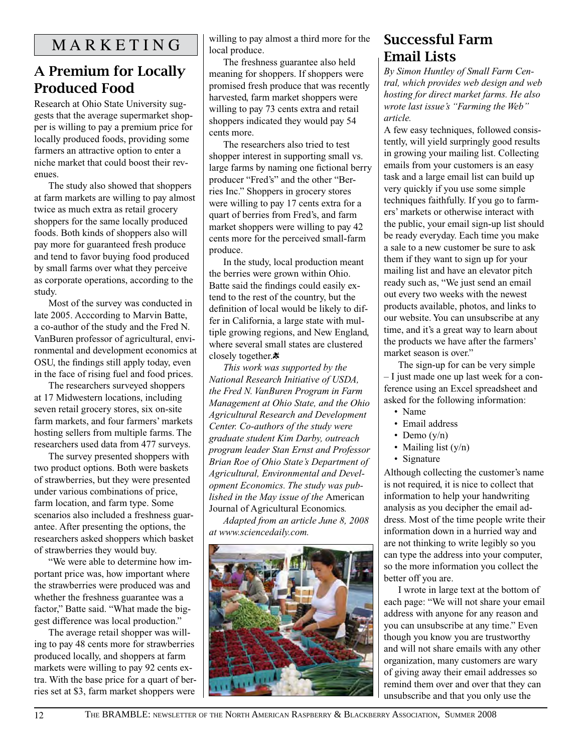# MARKETING

## A Premium for Locally Produced Food

Research at Ohio State University suggests that the average supermarket shopper is willing to pay a premium price for locally produced foods, providing some farmers an attractive option to enter a niche market that could boost their revenues.

The study also showed that shoppers at farm markets are willing to pay almost twice as much extra as retail grocery shoppers for the same locally produced foods. Both kinds of shoppers also will pay more for guaranteed fresh produce and tend to favor buying food produced by small farms over what they perceive as corporate operations, according to the study.

Most of the survey was conducted in late 2005. Acccording to Marvin Batte, a co-author of the study and the Fred N. VanBuren professor of agricultural, environmental and development economics at OSU, the findings still apply today, even in the face of rising fuel and food prices.

The researchers surveyed shoppers at 17 Midwestern locations, including seven retail grocery stores, six on-site farm markets, and four farmers' markets hosting sellers from multiple farms. The researchers used data from 477 surveys.

The survey presented shoppers with two product options. Both were baskets of strawberries, but they were presented under various combinations of price, farm location, and farm type. Some scenarios also included a freshness guarantee. After presenting the options, the researchers asked shoppers which basket of strawberries they would buy.

"We were able to determine how important price was, how important where the strawberries were produced was and whether the freshness guarantee was a factor," Batte said. "What made the biggest difference was local production."

The average retail shopper was willing to pay 48 cents more for strawberries produced locally, and shoppers at farm markets were willing to pay 92 cents extra. With the base price for a quart of berries set at $3, farm market shoppers were willing to pay almost a third more for the local produce.

The freshness guarantee also held meaning for shoppers. If shoppers were promised fresh produce that was recently harvested, farm market shoppers were willing to pay 73 cents extra and retail shoppers indicated they would pay 54 cents more.

The researchers also tried to test shopper interest in supporting small vs. large farms by naming one fictional berry producer "Fred's" and the other "Berries Inc." Shoppers in grocery stores were willing to pay 17 cents extra for a quart of berries from Fred's, and farm market shoppers were willing to pay 42 cents more for the perceived small-farm produce.

In the study, local production meant the berries were grown within Ohio. Batte said the findings could easily extend to the rest of the country, but the definition of local would be likely to differ in California, a large state with multiple growing regions, and New England, where several small states are clustered closely together.

*This work was supported by the National Research Initiative of USDA, the Fred N. VanBuren Program in Farm Management at Ohio State, and the Ohio Agricultural Research and Development Center. Co-authors of the study were graduate student Kim Darby, outreach program leader Stan Ernst and Professor Brian Roe of Ohio State's Department of Agricultural, Environmental and Development Economics. The study was published in the May issue of the* American Journal of Agricultural Economics*.*

*Adapted from an article June 8, 2008 at www.sciencedaily.com.*

## Successful Farm Email Lists

*By Simon Huntley of Small Farm Central, which provides web design and web hosting for direct market farms. He also wrote last issue's "Farming the Web" article.*

A few easy techniques, followed consistently, will yield surpringly good results in growing your mailing list. Collecting emails from your customers is an easy task and a large email list can build up very quickly if you use some simple techniques faithfully. If you go to farmers' markets or otherwise interact with the public, your email sign-up list should be ready everyday. Each time you make a sale to a new customer be sure to ask them if they want to sign up for your mailing list and have an elevator pitch ready such as, "We just send an email out every two weeks with the newest products available, photos, and links to our website. You can unsubscribe at any time, and it's a great way to learn about the products we have after the farmers' market season is over."

The sign-up for can be very simple – I just made one up last week for a conference using an Excel spreadsheet and asked for the following information:

- Name
- Email address
- Demo (y/n)
- Mailing list (y/n)
- Signature

Although collecting the customer's name is not required, it is nice to collect that information to help your handwriting analysis as you decipher the email address. Most of the time people write their information down in a hurried way and are not thinking to write legibly so you can type the address into your computer, so the more information you collect the better off you are.

I wrote in large text at the bottom of each page: "We will not share your email address with anyone for any reason and you can unsubscribe at any time." Even though you know you are trustworthy and will not share emails with any other organization, many customers are wary of giving away their email addresses so remind them over and over that they can unsubscribe and that you only use the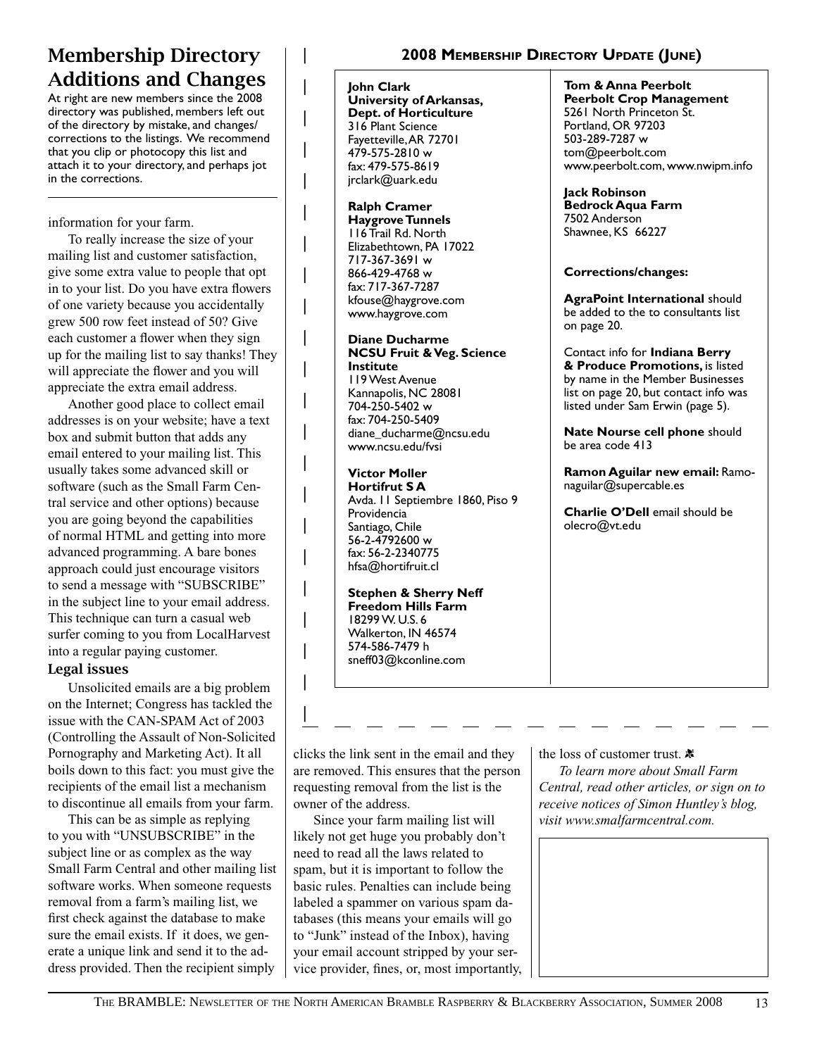## Membership Directory Additions and Changes

At right are new members since the 2008 directory was published, members left out of the directory by mistake, and changes/corrections to the listings. We recommend that you clip or photocopy this list and attach it to your directory, and perhaps jot in the corrections.

### 2008 Membership Directory Update (June)

**John Clark**
**University of Arkansas, Dept. of Horticulture**
316 Plant Science
Fayetteville, AR 72701
479-575-2810 w
fax: 479-575-8619
jrclark@uark.edu

**Ralph Cramer**
**Haygrove Tunnels**
116 Trail Rd. North
Elizabethtown, PA 17022
717-367-3691 w
866-429-4768 w
fax: 717-367-7287
kfouse@haygrove.com
www.haygrove.com

**Diane Ducharme**
**NCSU Fruit & Veg. Science Institute**
119 West Avenue
Kannapolis, NC 28081
704-250-5402 w
fax: 704-250-5409
diane_ducharme@ncsu.edu
www.ncsu.edu/fvsi

**Victor Moller**
**Hortifrut S A**
Avda. 11 Septiembre 1860, Piso 9
Providencia
Santiago, Chile
56-2-4792600 w
fax: 56-2-2340775
hfsa@hortifruit.cl

**Stephen & Sherry Neff**
**Freedom Hills Farm**
18299 W. U.S. 6
Walkerton, IN 46574
574-586-7479 h
sneff03@kconline.com

**Tom & Anna Peerbolt**
**Peerbolt Crop Management**
5261 North Princeton St.
Portland, OR 97203
503-289-7287 w
tom@peerbolt.com
www.peerbolt.com, www.nwipm.info

**Jack Robinson**
**Bedrock Aqua Farm**
7502 Anderson
Shawnee, KS 66227

**Corrections/changes:**

**AgraPoint International** should be added to the to consultants list on page 20.

Contact info for **Indiana Berry & Produce Promotions,** is listed by name in the Member Businesses list on page 20, but contact info was listed under Sam Erwin (page 5).

**Nate Nourse cell phone** should be area code 413

**Ramon Aguilar new email:** Ramonaguilar@supercable.es

**Charlie O'Dell** email should be olecro@vt.edu

---

information for your farm.

To really increase the size of your mailing list and customer satisfaction, give some extra value to people that opt in to your list. Do you have extra flowers of one variety because you accidentally grew 500 row feet instead of 50? Give each customer a flower when they sign up for the mailing list to say thanks! They will appreciate the flower and you will appreciate the extra email address.

Another good place to collect email addresses is on your website; have a text box and submit button that adds any email entered to your mailing list. This usually takes some advanced skill or software (such as the Small Farm Central service and other options) because you are going beyond the capabilities of normal HTML and getting into more advanced programming. A bare bones approach could just encourage visitors to send a message with "SUBSCRIBE" in the subject line to your email address. This technique can turn a casual web surfer coming to you from LocalHarvest into a regular paying customer.

### Legal issues

Unsolicited emails are a big problem on the Internet; Congress has tackled the issue with the CAN-SPAM Act of 2003 (Controlling the Assault of Non-Solicited Pornography and Marketing Act). It all boils down to this fact: you must give the recipients of the email list a mechanism to discontinue all emails from your farm.

This can be as simple as replying to you with "UNSUBSCRIBE" in the subject line or as complex as the way Small Farm Central and other mailing list software works. When someone requests removal from a farm's mailing list, we first check against the database to make sure the email exists. If it does, we generate a unique link and send it to the address provided. Then the recipient simply clicks the link sent in the email and they are removed. This ensures that the person requesting removal from the list is the owner of the address.

Since your farm mailing list will likely not get huge you probably don't need to read all the laws related to spam, but it is important to follow the basic rules. Penalties can include being labeled a spammer on various spam databases (this means your emails will go to "Junk" instead of the Inbox), having your email account stripped by your service provider, fines, or, most importantly, the loss of customer trust.

*To learn more about Small Farm Central, read other articles, or sign on to receive notices of Simon Huntley's blog, visit www.smalfarmcentral.com.*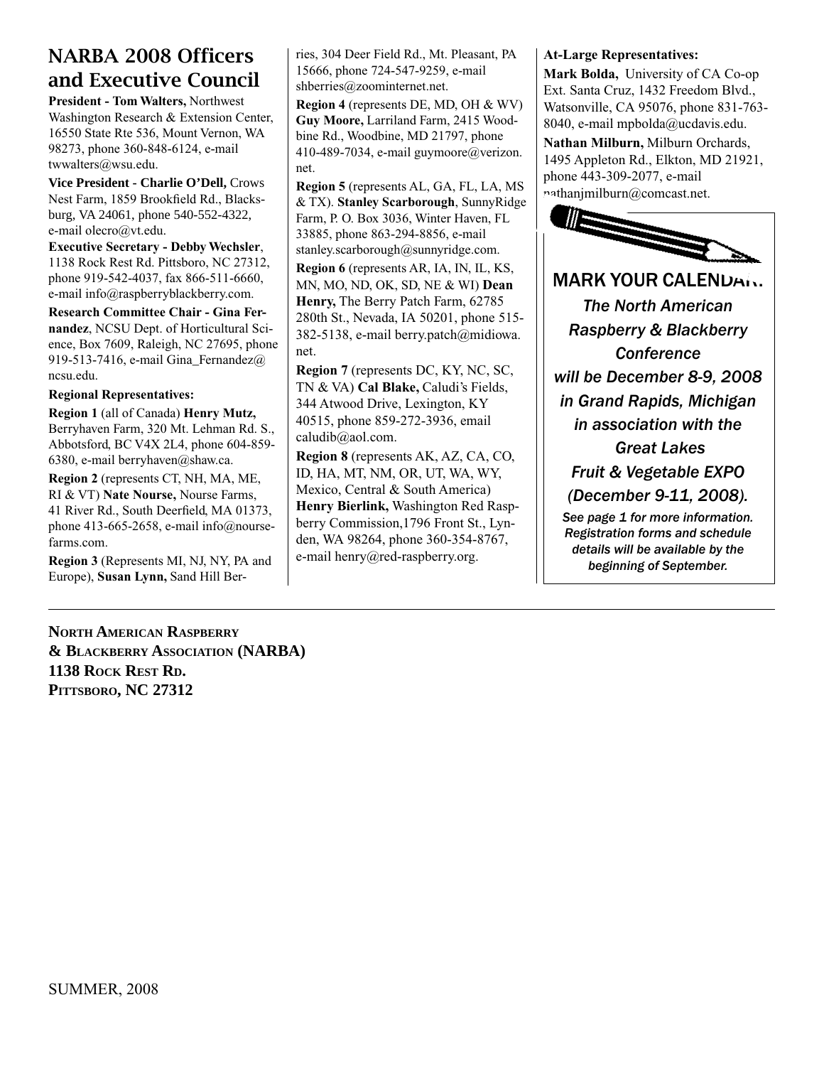## NARBA 2008 Officers and Executive Council

**President - Tom Walters,** Northwest Washington Research & Extension Center, 16550 State Rte 536, Mount Vernon, WA 98273, phone 360-848-6124, e-mail twwalters@wsu.edu.

**Vice President - Charlie O'Dell,** Crows Nest Farm, 1859 Brookfield Rd., Blacksburg, VA 24061, phone 540-552-4322, e-mail olecro@vt.edu.

**Executive Secretary - Debby Wechsler**, 1138 Rock Rest Rd. Pittsboro, NC 27312, phone 919-542-4037, fax 866-511-6660, e-mail info@raspberryblackberry.com.

**Research Committee Chair - Gina Fernandez**, NCSU Dept. of Horticultural Science, Box 7609, Raleigh, NC 27695, phone 919-513-7416, e-mail Gina_Fernandez@ncsu.edu.

**Regional Representatives:**

**Region 1** (all of Canada) **Henry Mutz,** Berryhaven Farm, 320 Mt. Lehman Rd. S., Abbotsford, BC V4X 2L4, phone 604-859-6380, e-mail berryhaven@shaw.ca.

**Region 2** (represents CT, NH, MA, ME, RI & VT) **Nate Nourse,** Nourse Farms, 41 River Rd., South Deerfield, MA 01373, phone 413-665-2658, e-mail info@noursefarms.com.

**Region 3** (Represents MI, NJ, NY, PA and Europe), **Susan Lynn,** Sand Hill Berries, 304 Deer Field Rd., Mt. Pleasant, PA 15666, phone 724-547-9259, e-mail shberries@zoominternet.net.

**Region 4** (represents DE, MD, OH & WV) **Guy Moore,** Larriland Farm, 2415 Woodbine Rd., Woodbine, MD 21797, phone 410-489-7034, e-mail guymoore@verizon.net.

**Region 5** (represents AL, GA, FL, LA, MS & TX). **Stanley Scarborough**, SunnyRidge Farm, P. O. Box 3036, Winter Haven, FL 33885, phone 863-294-8856, e-mail stanley.scarborough@sunnyridge.com.

**Region 6** (represents AR, IA, IN, IL, KS, MN, MO, ND, OK, SD, NE & WI) **Dean Henry,** The Berry Patch Farm, 62785 280th St., Nevada, IA 50201, phone 515-382-5138, e-mail berry.patch@midiowa.net.

**Region 7** (represents DC, KY, NC, SC, TN & VA) **Cal Blake,** Caludi's Fields, 344 Atwood Drive, Lexington, KY 40515, phone 859-272-3936, email caludib@aol.com.

**Region 8** (represents AK, AZ, CA, CO, ID, HA, MT, NM, OR, UT, WA, WY, Mexico, Central & South America) **Henry Bierlink,** Washington Red Raspberry Commission,1796 Front St., Lynden, WA 98264, phone 360-354-8767, e-mail henry@red-raspberry.org.

**At-Large Representatives:**

**Mark Bolda,** University of CA Co-op Ext. Santa Cruz, 1432 Freedom Blvd., Watsonville, CA 95076, phone 831-763-8040, e-mail mpbolda@ucdavis.edu.

**Nathan Milburn,** Milburn Orchards, 1495 Appleton Rd., Elkton, MD 21921, phone 443-309-2077, e-mail nathanjmilburn@comcast.net.

MARK YOUR CALENDAR:

*The North American Raspberry & Blackberry Conference will be December 8-9, 2008 in Grand Rapids, Michigan in association with the Great Lakes Fruit & Vegetable EXPO (December 9-11, 2008).*

*See page 1 for more information. Registration forms and schedule details will be available by the beginning of September.*

**North American Raspberry & Blackberry Association (NARBA)**
**1138 Rock Rest Rd.**
**Pittsboro, NC 27312**

SUMMER, 2008